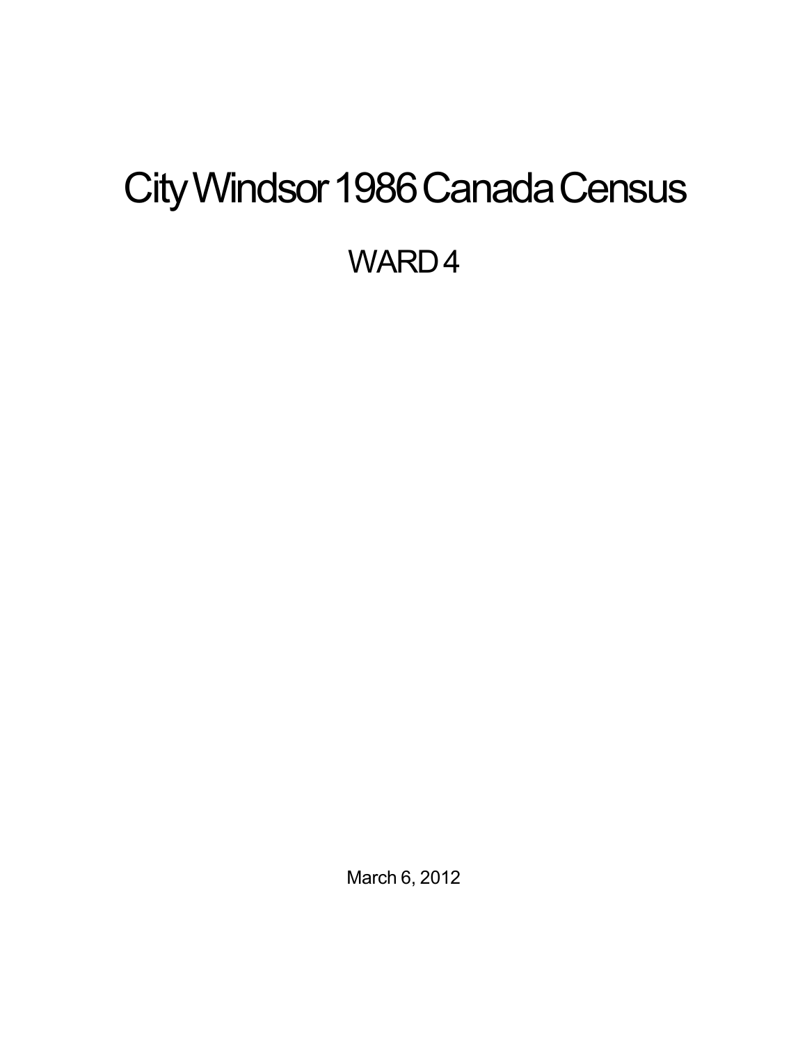# City Windsor 1986 Canada Census

## WARD 4

March 6, 2012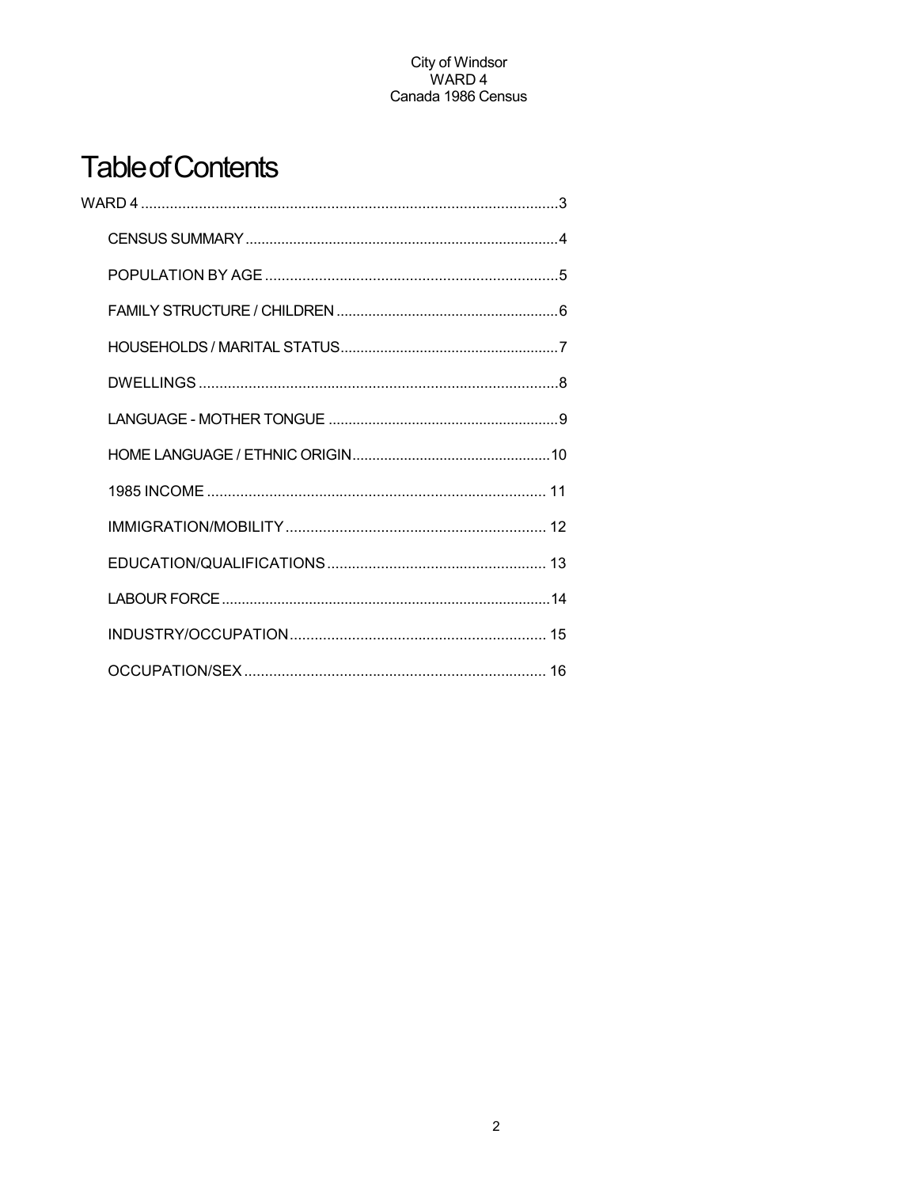# Table of Contents

WARD 4 ....................................................................................................3

- CENSUS SUMMARY ............................................................................4
- POPULATION BY AGE .......................................................................5
- FAMILY STRUCTURE / CHILDREN .......................................................6
- HOUSEHOLDS / MARITAL STATUS ......................................................7
- DWELLINGS .......................................................................................8
- LANGUAGE - MOTHER TONGUE .........................................................9
- HOME LANGUAGE / ETHNIC ORIGIN ..................................................10
- 1985 INCOME .................................................................................. 11
- IMMIGRATION/MOBILITY ................................................................ 12
- EDUCATION/QUALIFICATIONS ......................................................... 13
- LABOUR FORCE ...............................................................................14
- INDUSTRY/OCCUPATION ................................................................. 15
- OCCUPATION/SEX ........................................................................... 16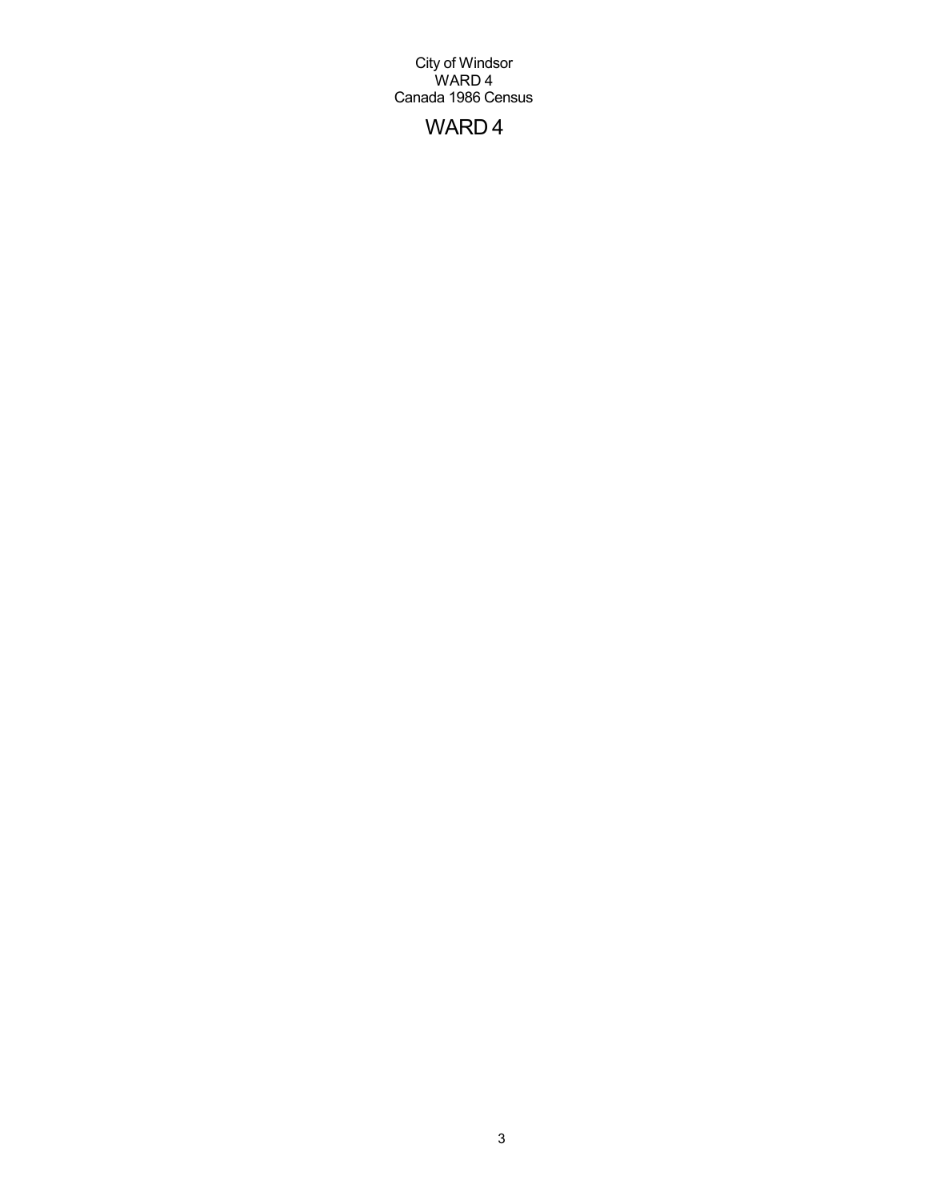City of Windsor
WARD 4
Canada 1986 Census

# WARD 4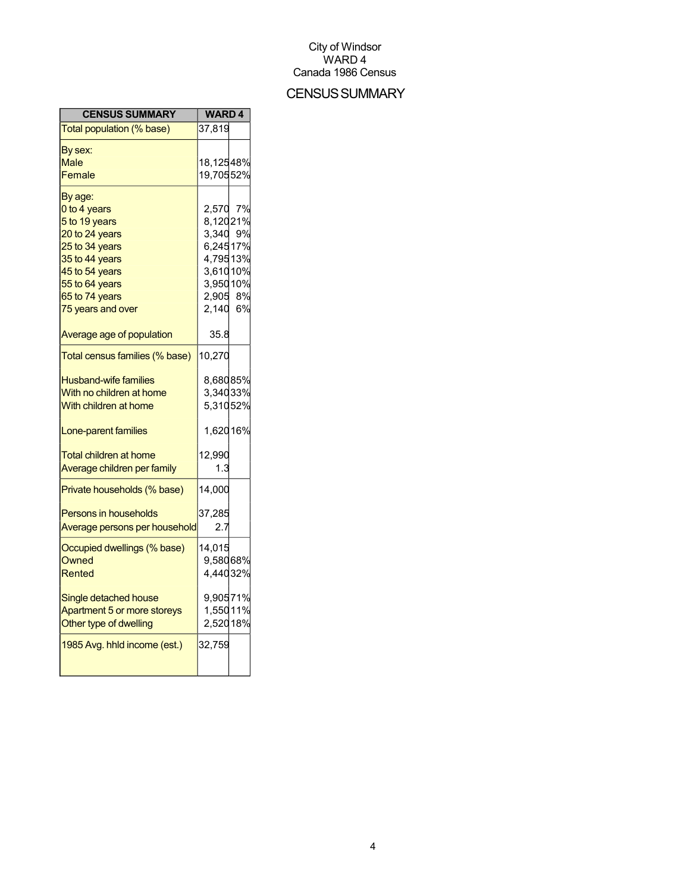City of Windsor
WARD 4
Canada 1986 Census

# CENSUS SUMMARY

| CENSUS SUMMARY | WARD 4 | |
|---|---|---|
| Total population (% base) | 37,819 | |
| By sex: | | |
| Male | 18,125 | 48% |
| Female | 19,705 | 52% |
| By age: | | |
| 0 to 4 years | 2,570 | 7% |
| 5 to 19 years | 8,120 | 21% |
| 20 to 24 years | 3,340 | 9% |
| 25 to 34 years | 6,245 | 17% |
| 35 to 44 years | 4,795 | 13% |
| 45 to 54 years | 3,610 | 10% |
| 55 to 64 years | 3,950 | 10% |
| 65 to 74 years | 2,905 | 8% |
| 75 years and over | 2,140 | 6% |
| Average age of population | 35.8 | |
| Total census families (% base) | 10,270 | |
| Husband-wife families | 8,680 | 85% |
| With no children at home | 3,340 | 33% |
| With children at home | 5,310 | 52% |
| Lone-parent families | 1,620 | 16% |
| Total children at home | 12,990 | |
| Average children per family | 1.3 | |
| Private households (% base) | 14,000 | |
| Persons in households | 37,285 | |
| Average persons per household | 2.7 | |
| Occupied dwellings (% base) | 14,015 | |
| Owned | 9,580 | 68% |
| Rented | 4,440 | 32% |
| Single detached house | 9,905 | 71% |
| Apartment 5 or more storeys | 1,550 | 11% |
| Other type of dwelling | 2,520 | 18% |
| 1985 Avg. hhld income (est.) | 32,759 | |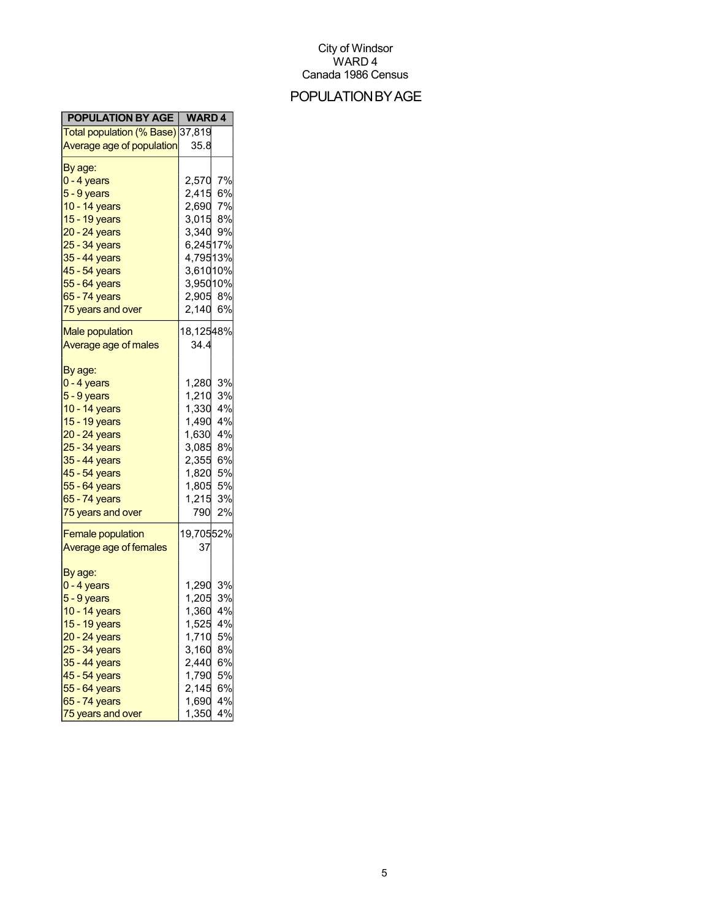City of Windsor
WARD 4
Canada 1986 Census

# POPULATION BY AGE

| POPULATION BY AGE | WARD 4 | |
|---|---|---|
| Total population (% Base) | 37,819 | |
| Average age of population | 35.8 | |
| By age: | | |
| 0 - 4 years | 2,570 | 7% |
| 5 - 9 years | 2,415 | 6% |
| 10 - 14 years | 2,690 | 7% |
| 15 - 19 years | 3,015 | 8% |
| 20 - 24 years | 3,340 | 9% |
| 25 - 34 years | 6,245 | 17% |
| 35 - 44 years | 4,795 | 13% |
| 45 - 54 years | 3,610 | 10% |
| 55 - 64 years | 3,950 | 10% |
| 65 - 74 years | 2,905 | 8% |
| 75 years and over | 2,140 | 6% |
| Male population | 18,125 | 48% |
| Average age of males | 34.4 | |
| By age: | | |
| 0 - 4 years | 1,280 | 3% |
| 5 - 9 years | 1,210 | 3% |
| 10 - 14 years | 1,330 | 4% |
| 15 - 19 years | 1,490 | 4% |
| 20 - 24 years | 1,630 | 4% |
| 25 - 34 years | 3,085 | 8% |
| 35 - 44 years | 2,355 | 6% |
| 45 - 54 years | 1,820 | 5% |
| 55 - 64 years | 1,805 | 5% |
| 65 - 74 years | 1,215 | 3% |
| 75 years and over | 790 | 2% |
| Female population | 19,705 | 52% |
| Average age of females | 37 | |
| By age: | | |
| 0 - 4 years | 1,290 | 3% |
| 5 - 9 years | 1,205 | 3% |
| 10 - 14 years | 1,360 | 4% |
| 15 - 19 years | 1,525 | 4% |
| 20 - 24 years | 1,710 | 5% |
| 25 - 34 years | 3,160 | 8% |
| 35 - 44 years | 2,440 | 6% |
| 45 - 54 years | 1,790 | 5% |
| 55 - 64 years | 2,145 | 6% |
| 65 - 74 years | 1,690 | 4% |
| 75 years and over | 1,350 | 4% |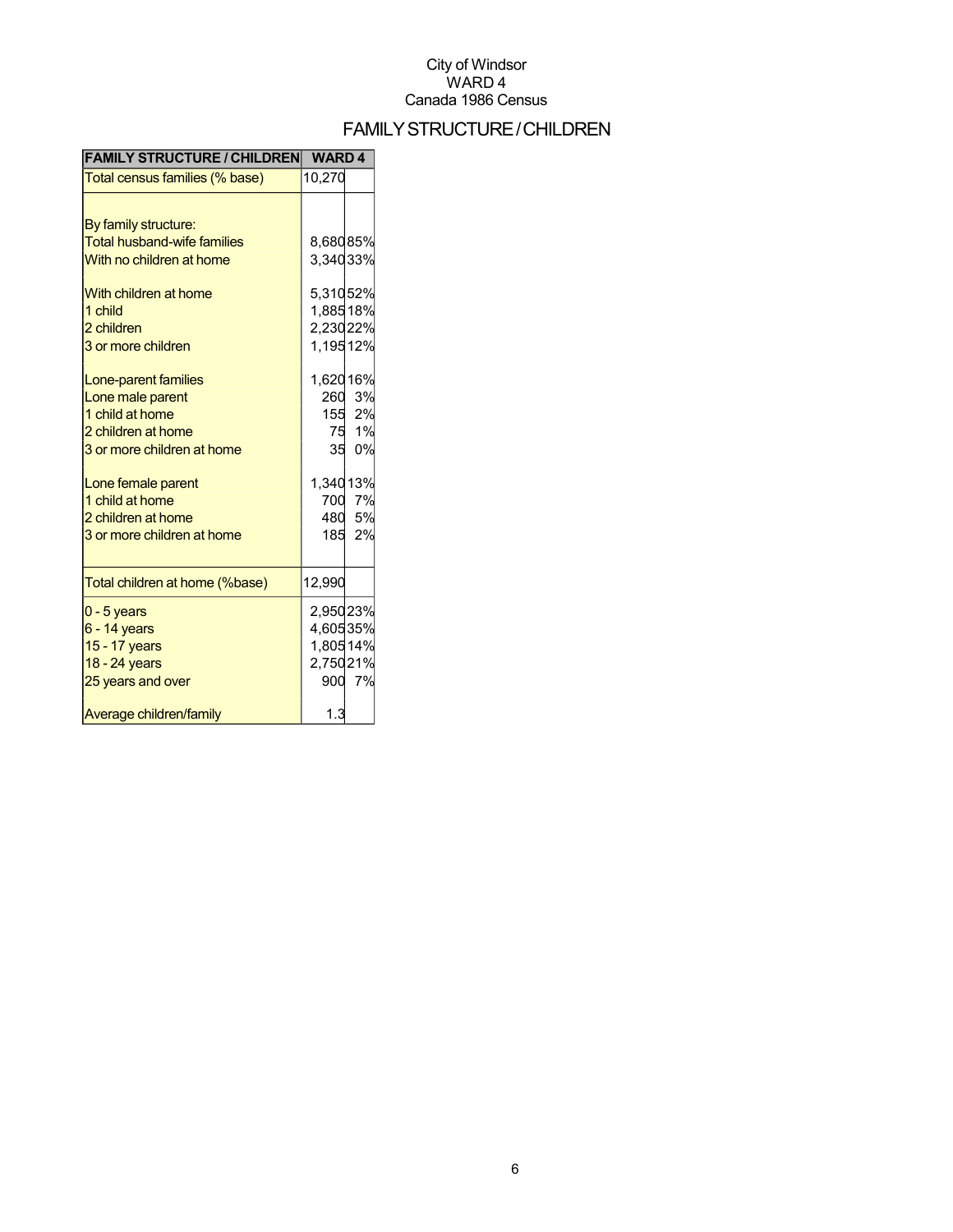City of Windsor
WARD 4
Canada 1986 Census

# FAMILY STRUCTURE / CHILDREN

| FAMILY STRUCTURE / CHILDREN | WARD 4 | |
|---|---|---|
| Total census families (% base) | 10,270 | |
| | | |
| By family structure: | | |
| Total husband-wife families | 8,680 | 85% |
| With no children at home | 3,340 | 33% |
| | | |
| With children at home | 5,310 | 52% |
| 1 child | 1,885 | 18% |
| 2 children | 2,230 | 22% |
| 3 or more children | 1,195 | 12% |
| | | |
| Lone-parent families | 1,620 | 16% |
| Lone male parent | 260 | 3% |
| 1 child at home | 155 | 2% |
| 2 children at home | 75 | 1% |
| 3 or more children at home | 35 | 0% |
| | | |
| Lone female parent | 1,340 | 13% |
| 1 child at home | 700 | 7% |
| 2 children at home | 480 | 5% |
| 3 or more children at home | 185 | 2% |
| | | |
| Total children at home (%base) | 12,990 | |
| 0 - 5 years | 2,950 | 23% |
| 6 - 14 years | 4,605 | 35% |
| 15 - 17 years | 1,805 | 14% |
| 18 - 24 years | 2,750 | 21% |
| 25 years and over | 900 | 7% |
| | | |
| Average children/family | 1.3 | |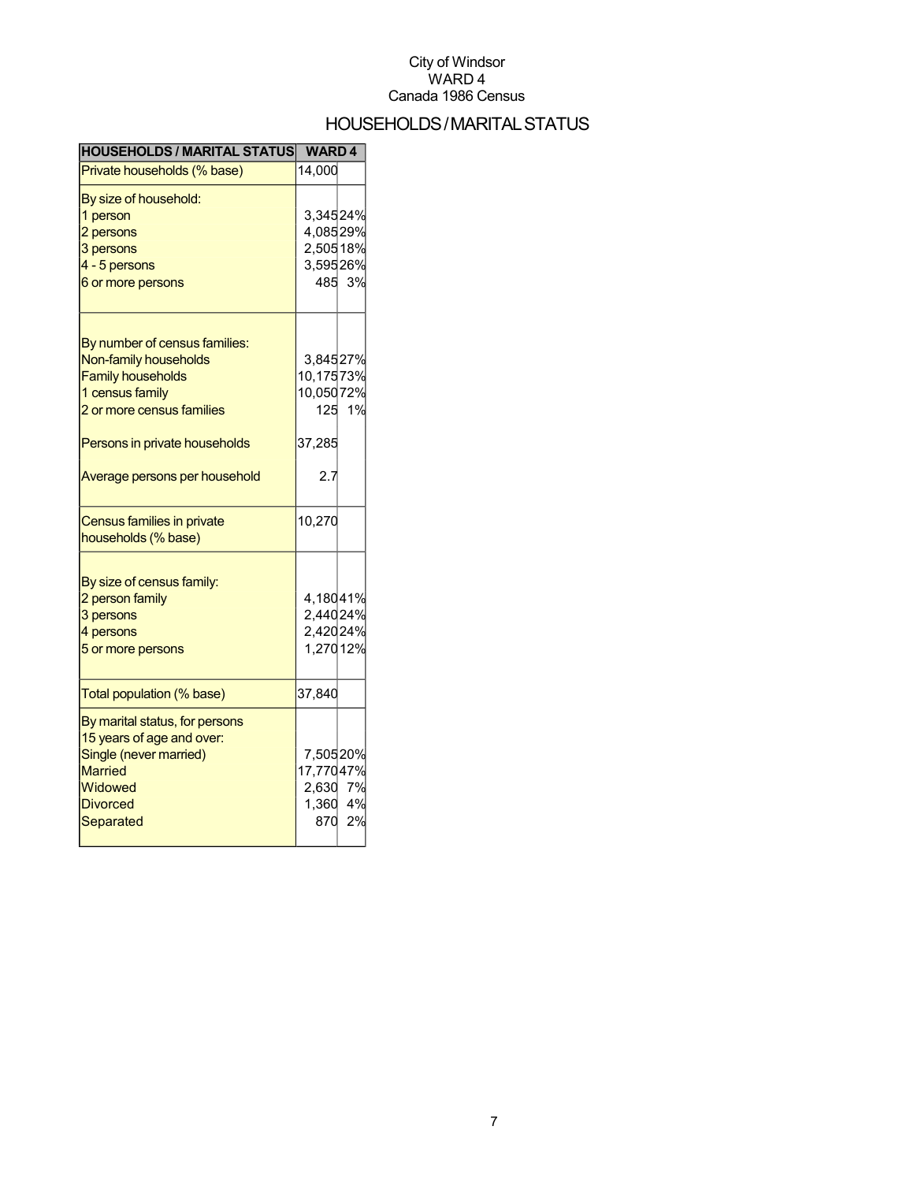City of Windsor
WARD 4
Canada 1986 Census

# HOUSEHOLDS / MARITAL STATUS

| HOUSEHOLDS / MARITAL STATUS | WARD 4 | |
|---|---|---|
| Private households (% base) | 14,000 | |
| By size of household: | | |
| 1 person | 3,345 | 24% |
| 2 persons | 4,085 | 29% |
| 3 persons | 2,505 | 18% |
| 4 - 5 persons | 3,595 | 26% |
| 6 or more persons | 485 | 3% |
| By number of census families: | | |
| Non-family households | 3,845 | 27% |
| Family households | 10,175 | 73% |
| 1 census family | 10,050 | 72% |
| 2 or more census families | 125 | 1% |
| Persons in private households | 37,285 | |
| Average persons per household | 2.7 | |
| Census families in private households (% base) | 10,270 | |
| By size of census family: | | |
| 2 person family | 4,180 | 41% |
| 3 persons | 2,440 | 24% |
| 4 persons | 2,420 | 24% |
| 5 or more persons | 1,270 | 12% |
| Total population (% base) | 37,840 | |
| By marital status, for persons 15 years of age and over: | | |
| Single (never married) | 7,505 | 20% |
| Married | 17,770 | 47% |
| Widowed | 2,630 | 7% |
| Divorced | 1,360 | 4% |
| Separated | 870 | 2% |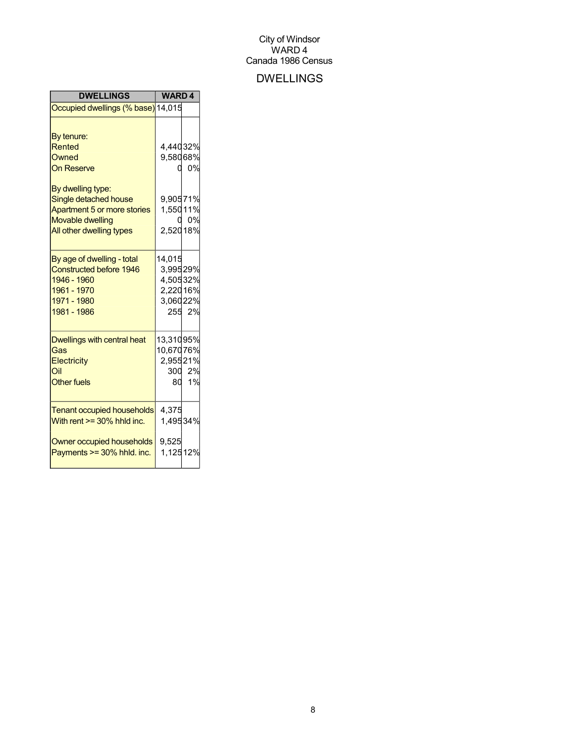City of Windsor
WARD 4
Canada 1986 Census

# DWELLINGS

| DWELLINGS | WARD 4 | |
|---|---|---|
| Occupied dwellings (% base) | 14,015 | |
| | | |
| By tenure: | | |
| Rented | 4,440 | 32% |
| Owned | 9,580 | 68% |
| On Reserve | 0 | 0% |
| | | |
| By dwelling type: | | |
| Single detached house | 9,905 | 71% |
| Apartment 5 or more stories | 1,550 | 11% |
| Movable dwelling | 0 | 0% |
| All other dwelling types | 2,520 | 18% |
| | | |
| By age of dwelling - total | 14,015 | |
| Constructed before 1946 | 3,995 | 29% |
| 1946 - 1960 | 4,505 | 32% |
| 1961 - 1970 | 2,220 | 16% |
| 1971 - 1980 | 3,060 | 22% |
| 1981 - 1986 | 255 | 2% |
| | | |
| Dwellings with central heat | 13,310 | 95% |
| Gas | 10,670 | 76% |
| Electricity | 2,955 | 21% |
| Oil | 300 | 2% |
| Other fuels | 80 | 1% |
| | | |
| Tenant occupied households | 4,375 | |
| With rent >= 30% hhld inc. | 1,495 | 34% |
| | | |
| Owner occupied households | 9,525 | |
| Payments >= 30% hhld. inc. | 1,125 | 12% |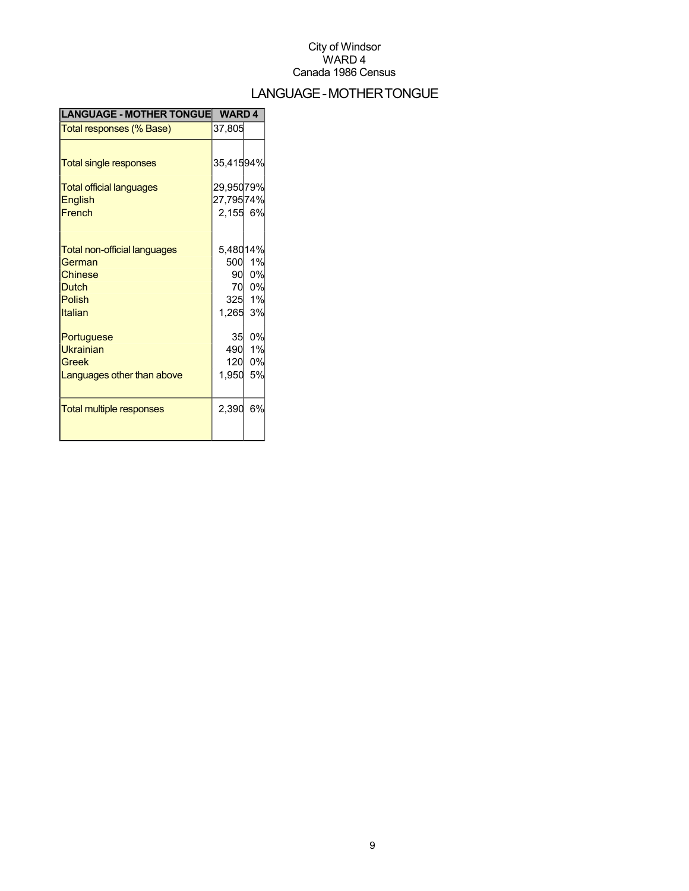City of Windsor
WARD 4
Canada 1986 Census

# LANGUAGE - MOTHER TONGUE

| LANGUAGE - MOTHER TONGUE | WARD 4 | |
|---|---|---|
| Total responses (% Base) | 37,805 | |
| Total single responses | 35,415 | 94% |
| Total official languages | 29,950 | 79% |
| English | 27,795 | 74% |
| French | 2,155 | 6% |
| Total non-official languages | 5,480 | 14% |
| German | 500 | 1% |
| Chinese | 90 | 0% |
| Dutch | 70 | 0% |
| Polish | 325 | 1% |
| Italian | 1,265 | 3% |
| Portuguese | 35 | 0% |
| Ukrainian | 490 | 1% |
| Greek | 120 | 0% |
| Languages other than above | 1,950 | 5% |
| Total multiple responses | 2,390 | 6% |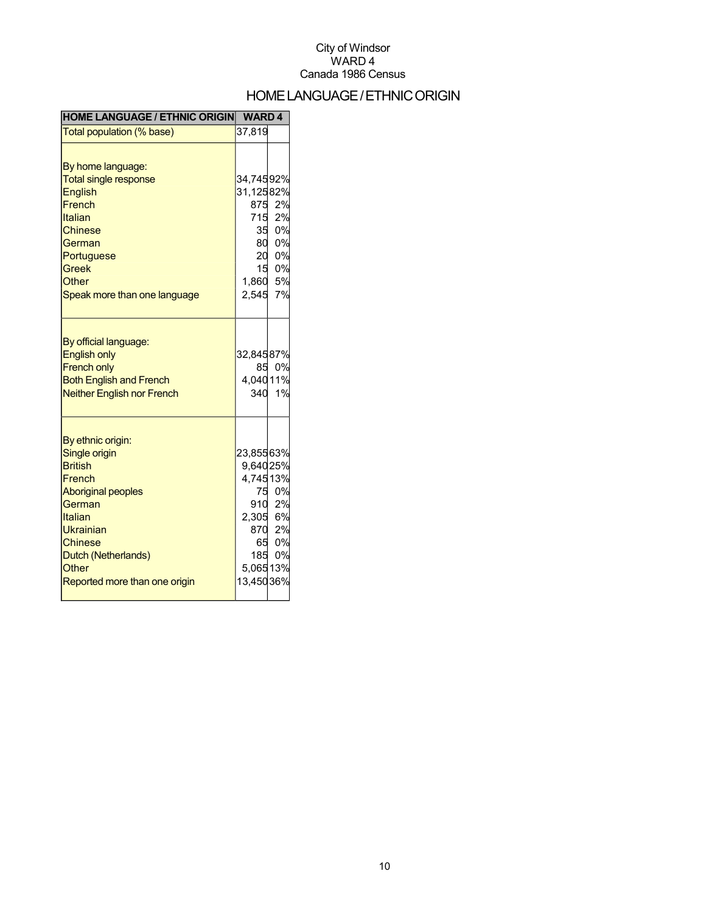City of Windsor
WARD 4
Canada 1986 Census

# HOME LANGUAGE / ETHNIC ORIGIN

| HOME LANGUAGE / ETHNIC ORIGIN | WARD 4 | |
|---|---|---|
| Total population (% base) | 37,819 | |
| | | |
| By home language: | | |
| Total single response | 34,745 | 92% |
| English | 31,125 | 82% |
| French | 875 | 2% |
| Italian | 715 | 2% |
| Chinese | 35 | 0% |
| German | 80 | 0% |
| Portuguese | 20 | 0% |
| Greek | 15 | 0% |
| Other | 1,860 | 5% |
| Speak more than one language | 2,545 | 7% |
| | | |
| By official language: | | |
| English only | 32,845 | 87% |
| French only | 85 | 0% |
| Both English and French | 4,040 | 11% |
| Neither English nor French | 340 | 1% |
| | | |
| By ethnic origin: | | |
| Single origin | 23,855 | 63% |
| British | 9,640 | 25% |
| French | 4,745 | 13% |
| Aboriginal peoples | 75 | 0% |
| German | 910 | 2% |
| Italian | 2,305 | 6% |
| Ukrainian | 870 | 2% |
| Chinese | 65 | 0% |
| Dutch (Netherlands) | 185 | 0% |
| Other | 5,065 | 13% |
| Reported more than one origin | 13,450 | 36% |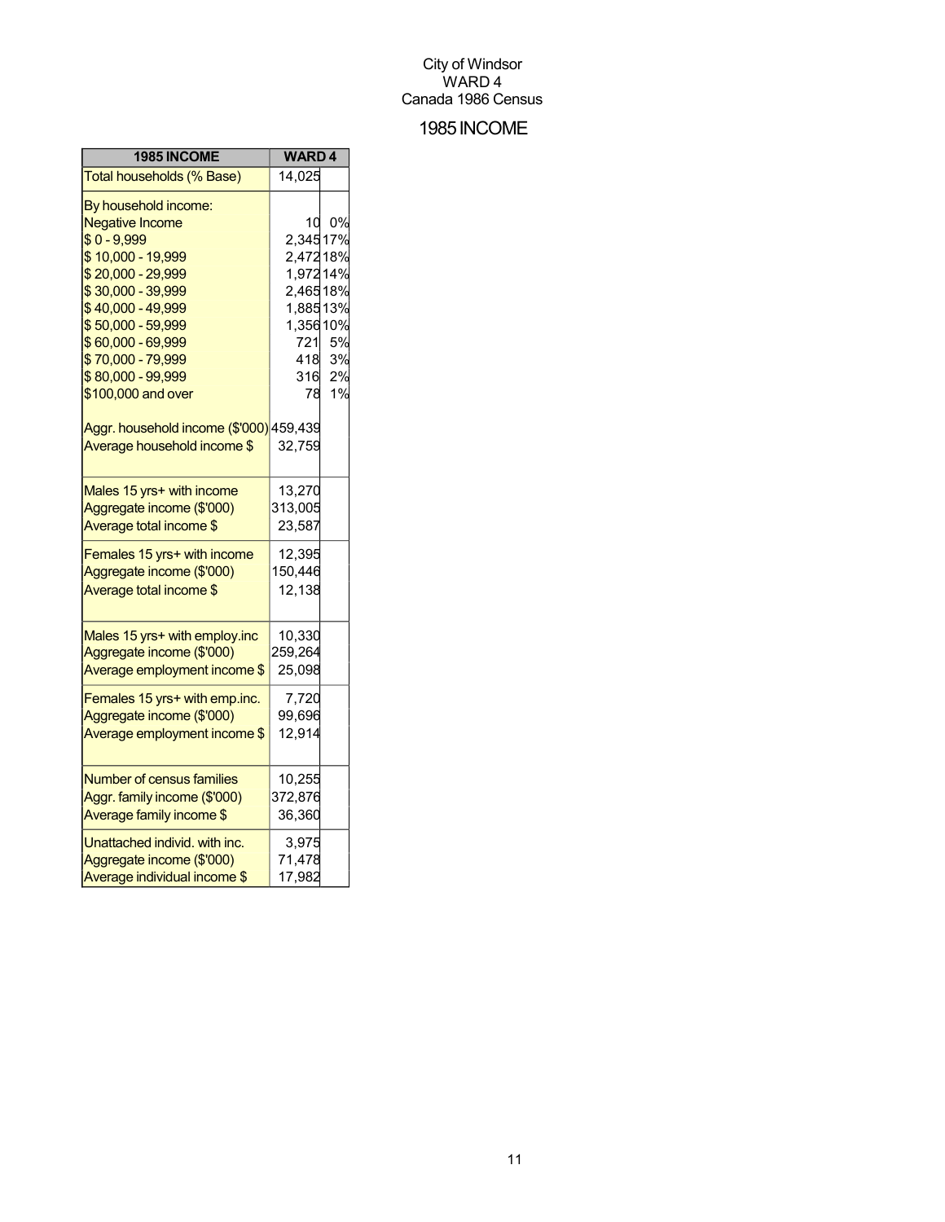City of Windsor
WARD 4
Canada 1986 Census

# 1985 INCOME

| 1985 INCOME | WARD 4 | |
|---|---|---|
| Total households (% Base) | 14,025 | |
| By household income: | | |
| Negative Income | 10 | 0% |
| $ 0 - 9,999 | 2,345 | 17% |
| $ 10,000 - 19,999 | 2,472 | 18% |
| $ 20,000 - 29,999 | 1,972 | 14% |
| $ 30,000 - 39,999 | 2,465 | 18% |
| $ 40,000 - 49,999 | 1,885 | 13% |
| $ 50,000 - 59,999 | 1,356 | 10% |
| $ 60,000 - 69,999 | 721 | 5% |
| $ 70,000 - 79,999 | 418 | 3% |
| $ 80,000 - 99,999 | 316 | 2% |
| $100,000 and over | 78 | 1% |
| Aggr. household income ($'000) | 459,439 | |
| Average household income $ | 32,759 | |
| Males 15 yrs+ with income | 13,270 | |
| Aggregate income ($'000) | 313,005 | |
| Average total income $ | 23,587 | |
| Females 15 yrs+ with income | 12,395 | |
| Aggregate income ($'000) | 150,446 | |
| Average total income $ | 12,138 | |
| Males 15 yrs+ with employ.inc | 10,330 | |
| Aggregate income ($'000) | 259,264 | |
| Average employment income $ | 25,098 | |
| Females 15 yrs+ with emp.inc. | 7,720 | |
| Aggregate income ($'000) | 99,696 | |
| Average employment income $ | 12,914 | |
| Number of census families | 10,255 | |
| Aggr. family income ($'000) | 372,876 | |
| Average family income $ | 36,360 | |
| Unattached individ. with inc. | 3,975 | |
| Aggregate income ($'000) | 71,478 | |
| Average individual income $ | 17,982 | |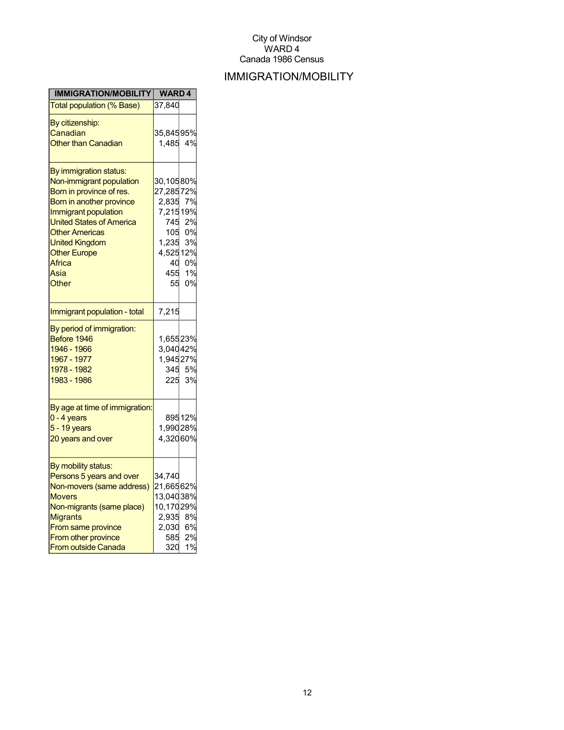City of Windsor
WARD 4
Canada 1986 Census

# IMMIGRATION/MOBILITY

| IMMIGRATION/MOBILITY | WARD 4 | |
|---|---|---|
| Total population (% Base) | 37,840 | |
| By citizenship: | | |
| Canadian | 35,845 | 95% |
| Other than Canadian | 1,485 | 4% |
| By immigration status: | | |
| Non-immigrant population | 30,105 | 80% |
| Born in province of res. | 27,285 | 72% |
| Born in another province | 2,835 | 7% |
| Immigrant population | 7,215 | 19% |
| United States of America | 745 | 2% |
| Other Americas | 105 | 0% |
| United Kingdom | 1,235 | 3% |
| Other Europe | 4,525 | 12% |
| Africa | 40 | 0% |
| Asia | 455 | 1% |
| Other | 55 | 0% |
| Immigrant population - total | 7,215 | |
| By period of immigration: | | |
| Before 1946 | 1,655 | 23% |
| 1946 - 1966 | 3,040 | 42% |
| 1967 - 1977 | 1,945 | 27% |
| 1978 - 1982 | 345 | 5% |
| 1983 - 1986 | 225 | 3% |
| By age at time of immigration: | | |
| 0 - 4 years | 895 | 12% |
| 5 - 19 years | 1,990 | 28% |
| 20 years and over | 4,320 | 60% |
| By mobility status: | | |
| Persons 5 years and over | 34,740 | |
| Non-movers (same address) | 21,665 | 62% |
| Movers | 13,040 | 38% |
| Non-migrants (same place) | 10,170 | 29% |
| Migrants | 2,935 | 8% |
| From same province | 2,030 | 6% |
| From other province | 585 | 2% |
| From outside Canada | 320 | 1% |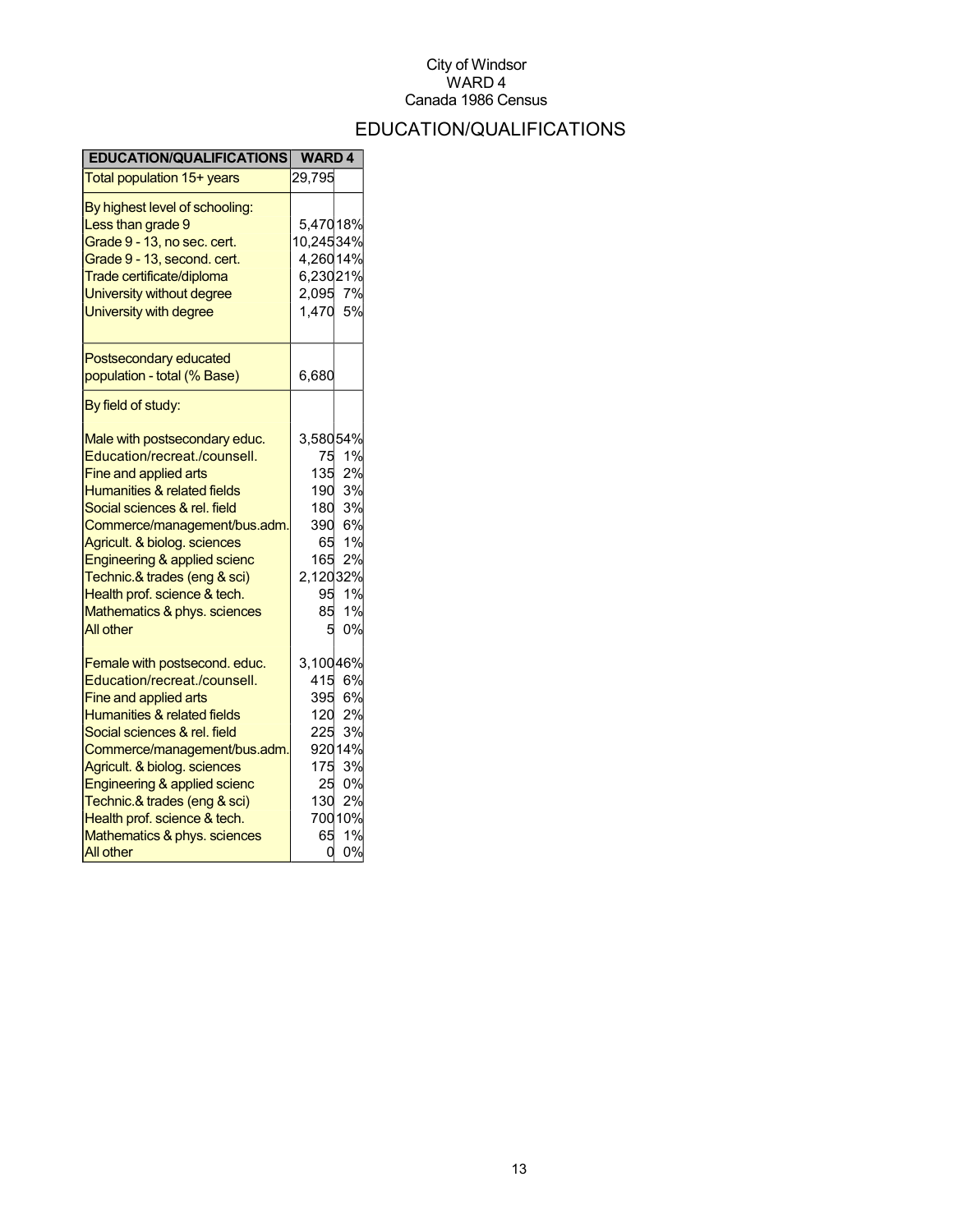City of Windsor
WARD 4
Canada 1986 Census

# EDUCATION/QUALIFICATIONS

| EDUCATION/QUALIFICATIONS | WARD 4 | |
|---|---|---|
| Total population 15+ years | 29,795 | |
| By highest level of schooling: | | |
| Less than grade 9 | 5,470 | 18% |
| Grade 9 - 13, no sec. cert. | 10,245 | 34% |
| Grade 9 - 13, second. cert. | 4,260 | 14% |
| Trade certificate/diploma | 6,230 | 21% |
| University without degree | 2,095 | 7% |
| University with degree | 1,470 | 5% |
| Postsecondary educated population - total (% Base) | 6,680 | |
| By field of study: | | |
| Male with postsecondary educ. | 3,580 | 54% |
| Education/recreat./counsell. | 75 | 1% |
| Fine and applied arts | 135 | 2% |
| Humanities & related fields | 190 | 3% |
| Social sciences & rel. field | 180 | 3% |
| Commerce/management/bus.adm. | 390 | 6% |
| Agricult. & biolog. sciences | 65 | 1% |
| Engineering & applied scienc | 165 | 2% |
| Technic.& trades (eng & sci) | 2,120 | 32% |
| Health prof. science & tech. | 95 | 1% |
| Mathematics & phys. sciences | 85 | 1% |
| All other | 5 | 0% |
| Female with postsecond. educ. | 3,100 | 46% |
| Education/recreat./counsell. | 415 | 6% |
| Fine and applied arts | 395 | 6% |
| Humanities & related fields | 120 | 2% |
| Social sciences & rel. field | 225 | 3% |
| Commerce/management/bus.adm. | 920 | 14% |
| Agricult. & biolog. sciences | 175 | 3% |
| Engineering & applied scienc | 25 | 0% |
| Technic.& trades (eng & sci) | 130 | 2% |
| Health prof. science & tech. | 700 | 10% |
| Mathematics & phys. sciences | 65 | 1% |
| All other | 0 | 0% |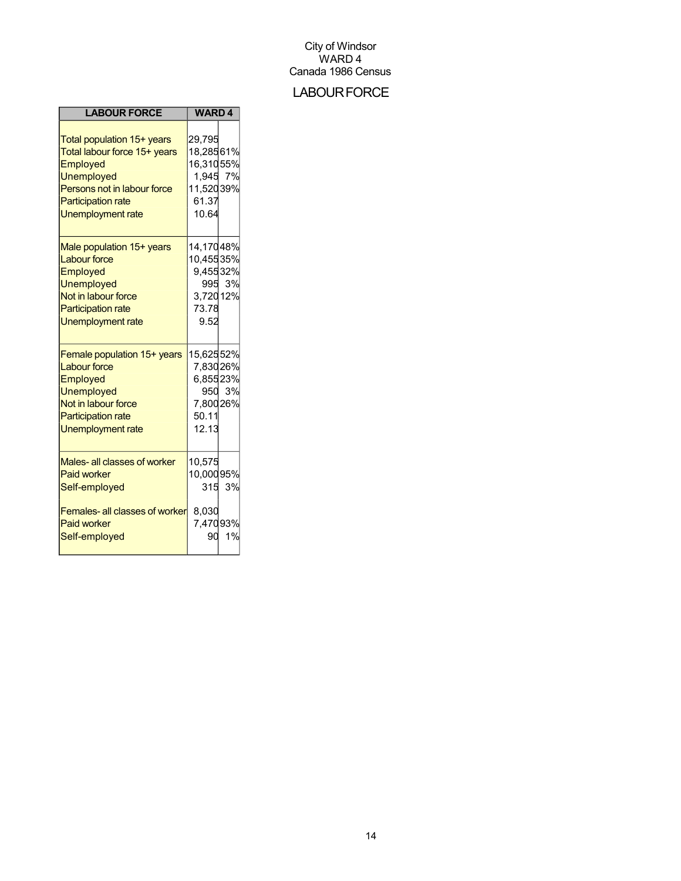City of Windsor
WARD 4
Canada 1986 Census

# LABOUR FORCE

| LABOUR FORCE | WARD 4 | |
|---|---|---|
| Total population 15+ years | 29,795 | |
| Total labour force 15+ years | 18,285 | 61% |
| Employed | 16,310 | 55% |
| Unemployed | 1,945 | 7% |
| Persons not in labour force | 11,520 | 39% |
| Participation rate | 61.37 | |
| Unemployment rate | 10.64 | |
| | | |
| Male population 15+ years | 14,170 | 48% |
| Labour force | 10,455 | 35% |
| Employed | 9,455 | 32% |
| Unemployed | 995 | 3% |
| Not in labour force | 3,720 | 12% |
| Participation rate | 73.78 | |
| Unemployment rate | 9.52 | |
| | | |
| Female population 15+ years | 15,625 | 52% |
| Labour force | 7,830 | 26% |
| Employed | 6,855 | 23% |
| Unemployed | 950 | 3% |
| Not in labour force | 7,800 | 26% |
| Participation rate | 50.11 | |
| Unemployment rate | 12.13 | |
| | | |
| Males- all classes of worker | 10,575 | |
| Paid worker | 10,000 | 95% |
| Self-employed | 315 | 3% |
| | | |
| Females- all classes of worker | 8,030 | |
| Paid worker | 7,470 | 93% |
| Self-employed | 90 | 1% |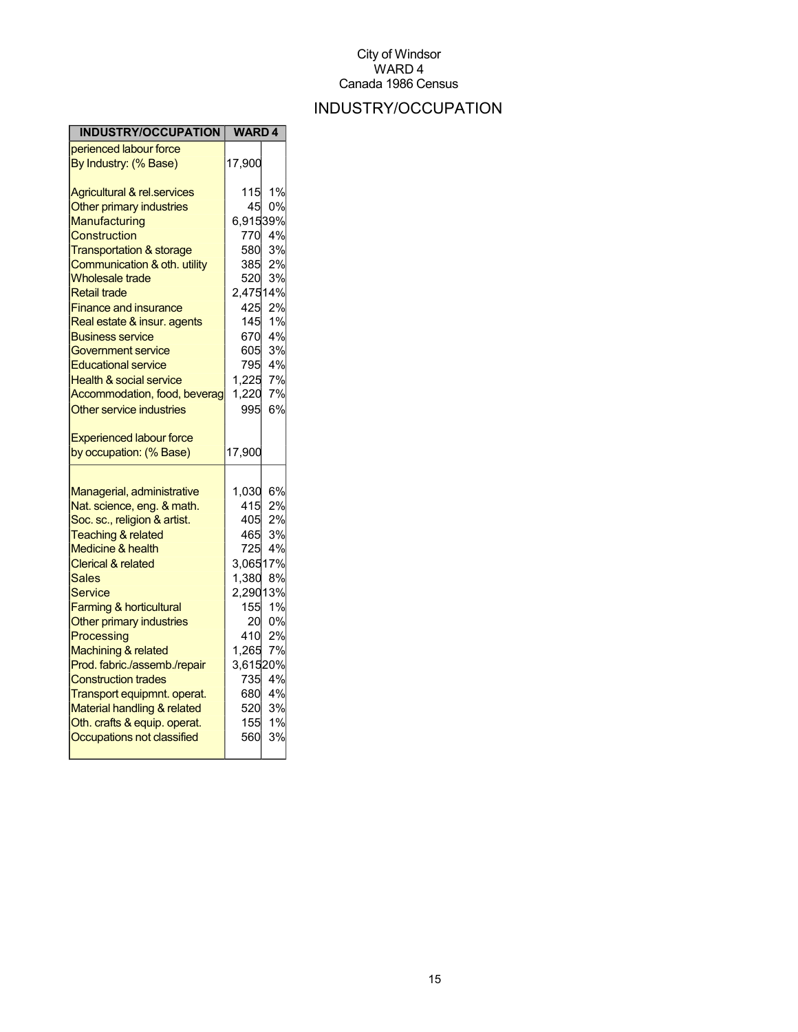City of Windsor
WARD 4
Canada 1986 Census

# INDUSTRY/OCCUPATION

| INDUSTRY/OCCUPATION | WARD 4 | |
|---|---|---|
| perienced labour force By Industry: (% Base) | 17,900 | |
| Agricultural & rel.services | 115 | 1% |
| Other primary industries | 45 | 0% |
| Manufacturing | 6,915 | 39% |
| Construction | 770 | 4% |
| Transportation & storage | 580 | 3% |
| Communication & oth. utility | 385 | 2% |
| Wholesale trade | 520 | 3% |
| Retail trade | 2,475 | 14% |
| Finance and insurance | 425 | 2% |
| Real estate & insur. agents | 145 | 1% |
| Business service | 670 | 4% |
| Government service | 605 | 3% |
| Educational service | 795 | 4% |
| Health & social service | 1,225 | 7% |
| Accommodation, food, beverag | 1,220 | 7% |
| Other service industries | 995 | 6% |
| Experienced labour force by occupation: (% Base) | 17,900 | |
| Managerial, administrative | 1,030 | 6% |
| Nat. science, eng. & math. | 415 | 2% |
| Soc. sc., religion & artist. | 405 | 2% |
| Teaching & related | 465 | 3% |
| Medicine & health | 725 | 4% |
| Clerical & related | 3,065 | 17% |
| Sales | 1,380 | 8% |
| Service | 2,290 | 13% |
| Farming & horticultural | 155 | 1% |
| Other primary industries | 20 | 0% |
| Processing | 410 | 2% |
| Machining & related | 1,265 | 7% |
| Prod. fabric./assemb./repair | 3,615 | 20% |
| Construction trades | 735 | 4% |
| Transport equipmnt. operat. | 680 | 4% |
| Material handling & related | 520 | 3% |
| Oth. crafts & equip. operat. | 155 | 1% |
| Occupations not classified | 560 | 3% |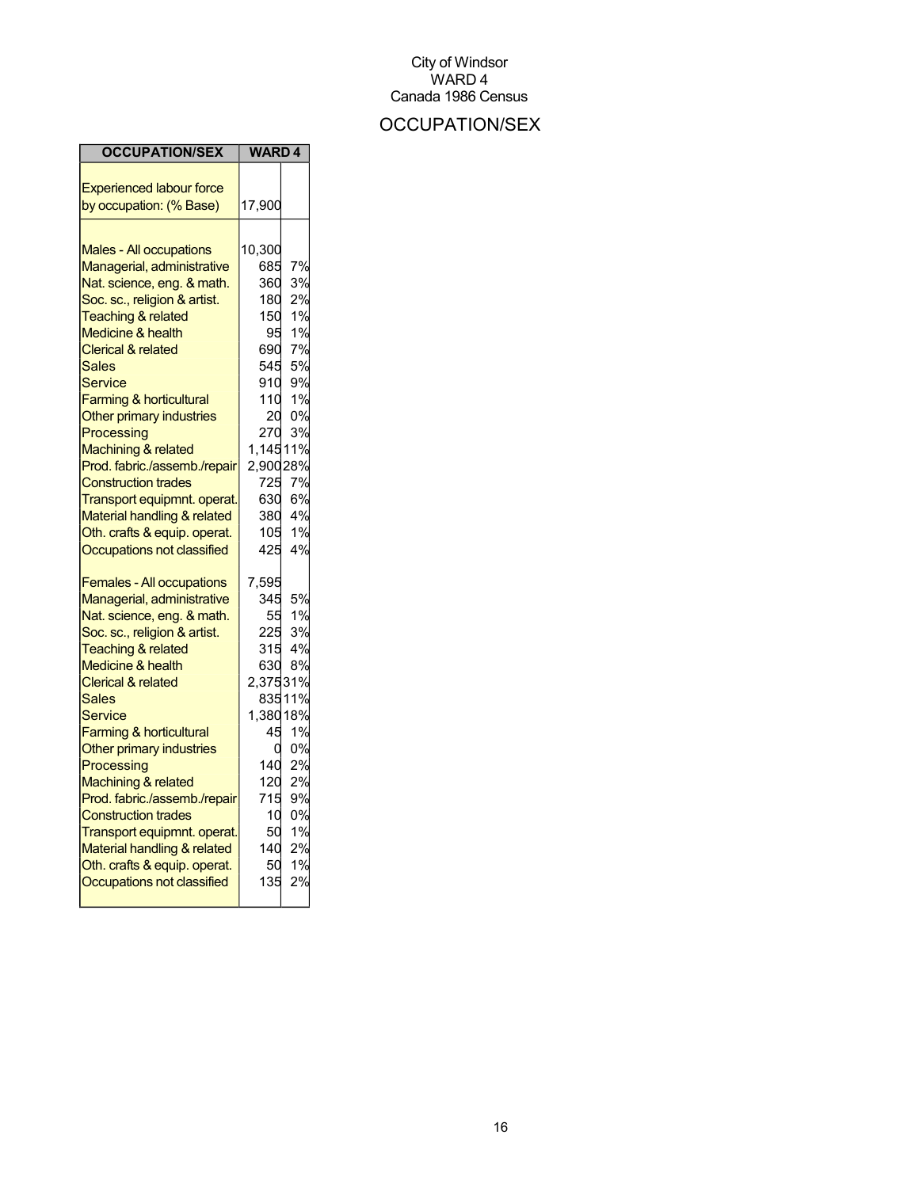City of Windsor
WARD 4
Canada 1986 Census

# OCCUPATION/SEX

| OCCUPATION/SEX | WARD 4 | |
|---|---|---|
| Experienced labour force by occupation: (% Base) | 17,900 | |
| Males - All occupations | 10,300 | |
| Managerial, administrative | 685 | 7% |
| Nat. science, eng. & math. | 360 | 3% |
| Soc. sc., religion & artist. | 180 | 2% |
| Teaching & related | 150 | 1% |
| Medicine & health | 95 | 1% |
| Clerical & related | 690 | 7% |
| Sales | 545 | 5% |
| Service | 910 | 9% |
| Farming & horticultural | 110 | 1% |
| Other primary industries | 20 | 0% |
| Processing | 270 | 3% |
| Machining & related | 1,145 | 11% |
| Prod. fabric./assemb./repair | 2,900 | 28% |
| Construction trades | 725 | 7% |
| Transport equipmnt. operat. | 630 | 6% |
| Material handling & related | 380 | 4% |
| Oth. crafts & equip. operat. | 105 | 1% |
| Occupations not classified | 425 | 4% |
| Females - All occupations | 7,595 | |
| Managerial, administrative | 345 | 5% |
| Nat. science, eng. & math. | 55 | 1% |
| Soc. sc., religion & artist. | 225 | 3% |
| Teaching & related | 315 | 4% |
| Medicine & health | 630 | 8% |
| Clerical & related | 2,375 | 31% |
| Sales | 835 | 11% |
| Service | 1,380 | 18% |
| Farming & horticultural | 45 | 1% |
| Other primary industries | 0 | 0% |
| Processing | 140 | 2% |
| Machining & related | 120 | 2% |
| Prod. fabric./assemb./repair | 715 | 9% |
| Construction trades | 10 | 0% |
| Transport equipmnt. operat. | 50 | 1% |
| Material handling & related | 140 | 2% |
| Oth. crafts & equip. operat. | 50 | 1% |
| Occupations not classified | 135 | 2% |